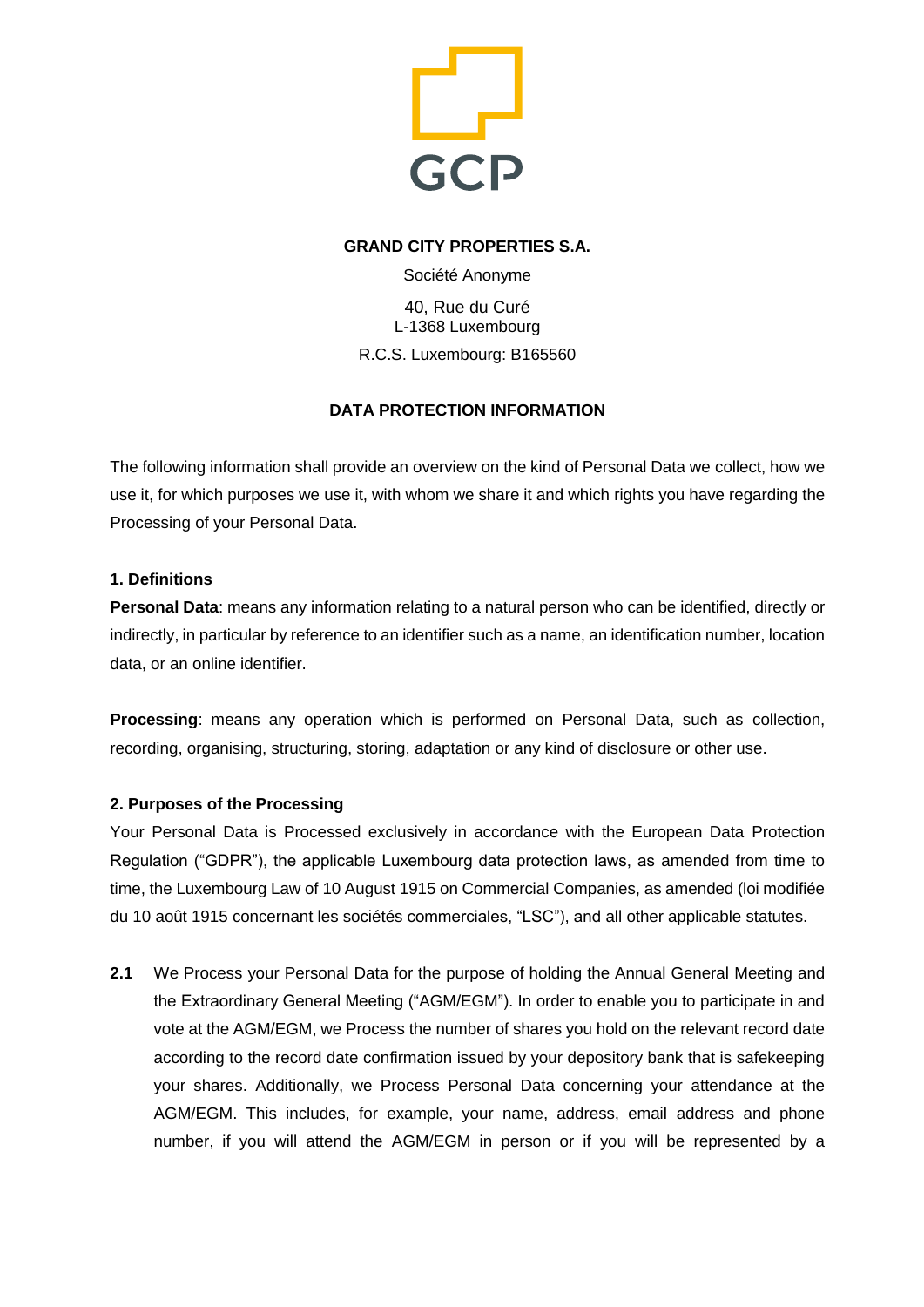GCP

**GRAND CITY PROPERTIES S.A.**

Société Anonyme

40, Rue du Curé
L-1368 Luxembourg

R.C.S. Luxembourg: B165560

**DATA PROTECTION INFORMATION**

The following information shall provide an overview on the kind of Personal Data we collect, how we use it, for which purposes we use it, with whom we share it and which rights you have regarding the Processing of your Personal Data.

**1. Definitions**

**Personal Data**: means any information relating to a natural person who can be identified, directly or indirectly, in particular by reference to an identifier such as a name, an identification number, location data, or an online identifier.

**Processing**: means any operation which is performed on Personal Data, such as collection, recording, organising, structuring, storing, adaptation or any kind of disclosure or other use.

**2. Purposes of the Processing**

Your Personal Data is Processed exclusively in accordance with the European Data Protection Regulation ("GDPR"), the applicable Luxembourg data protection laws, as amended from time to time, the Luxembourg Law of 10 August 1915 on Commercial Companies, as amended (loi modifiée du 10 août 1915 concernant les sociétés commerciales, "LSC"), and all other applicable statutes.

**2.1** We Process your Personal Data for the purpose of holding the Annual General Meeting and the Extraordinary General Meeting ("AGM/EGM"). In order to enable you to participate in and vote at the AGM/EGM, we Process the number of shares you hold on the relevant record date according to the record date confirmation issued by your depository bank that is safekeeping your shares. Additionally, we Process Personal Data concerning your attendance at the AGM/EGM. This includes, for example, your name, address, email address and phone number, if you will attend the AGM/EGM in person or if you will be represented by a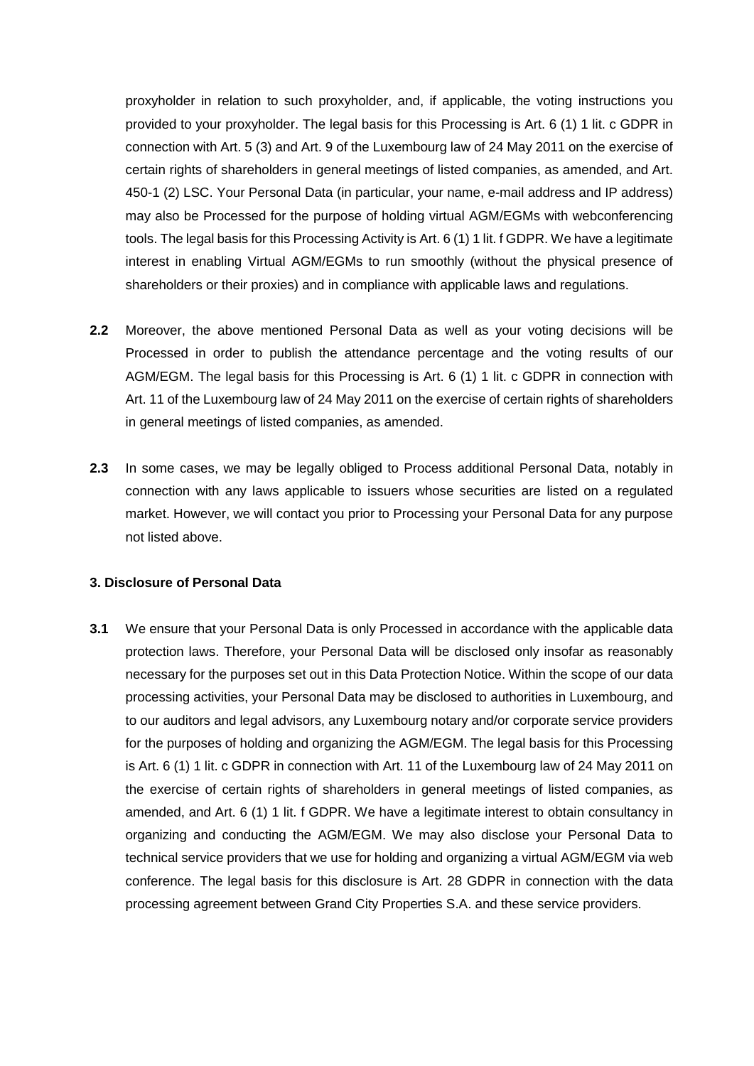proxyholder in relation to such proxyholder, and, if applicable, the voting instructions you provided to your proxyholder. The legal basis for this Processing is Art. 6 (1) 1 lit. c GDPR in connection with Art. 5 (3) and Art. 9 of the Luxembourg law of 24 May 2011 on the exercise of certain rights of shareholders in general meetings of listed companies, as amended, and Art. 450-1 (2) LSC. Your Personal Data (in particular, your name, e-mail address and IP address) may also be Processed for the purpose of holding virtual AGM/EGMs with webconferencing tools. The legal basis for this Processing Activity is Art. 6 (1) 1 lit. f GDPR. We have a legitimate interest in enabling Virtual AGM/EGMs to run smoothly (without the physical presence of shareholders or their proxies) and in compliance with applicable laws and regulations.

**2.2** Moreover, the above mentioned Personal Data as well as your voting decisions will be Processed in order to publish the attendance percentage and the voting results of our AGM/EGM. The legal basis for this Processing is Art. 6 (1) 1 lit. c GDPR in connection with Art. 11 of the Luxembourg law of 24 May 2011 on the exercise of certain rights of shareholders in general meetings of listed companies, as amended.

**2.3** In some cases, we may be legally obliged to Process additional Personal Data, notably in connection with any laws applicable to issuers whose securities are listed on a regulated market. However, we will contact you prior to Processing your Personal Data for any purpose not listed above.

### 3. Disclosure of Personal Data

**3.1** We ensure that your Personal Data is only Processed in accordance with the applicable data protection laws. Therefore, your Personal Data will be disclosed only insofar as reasonably necessary for the purposes set out in this Data Protection Notice. Within the scope of our data processing activities, your Personal Data may be disclosed to authorities in Luxembourg, and to our auditors and legal advisors, any Luxembourg notary and/or corporate service providers for the purposes of holding and organizing the AGM/EGM. The legal basis for this Processing is Art. 6 (1) 1 lit. c GDPR in connection with Art. 11 of the Luxembourg law of 24 May 2011 on the exercise of certain rights of shareholders in general meetings of listed companies, as amended, and Art. 6 (1) 1 lit. f GDPR. We have a legitimate interest to obtain consultancy in organizing and conducting the AGM/EGM. We may also disclose your Personal Data to technical service providers that we use for holding and organizing a virtual AGM/EGM via web conference. The legal basis for this disclosure is Art. 28 GDPR in connection with the data processing agreement between Grand City Properties S.A. and these service providers.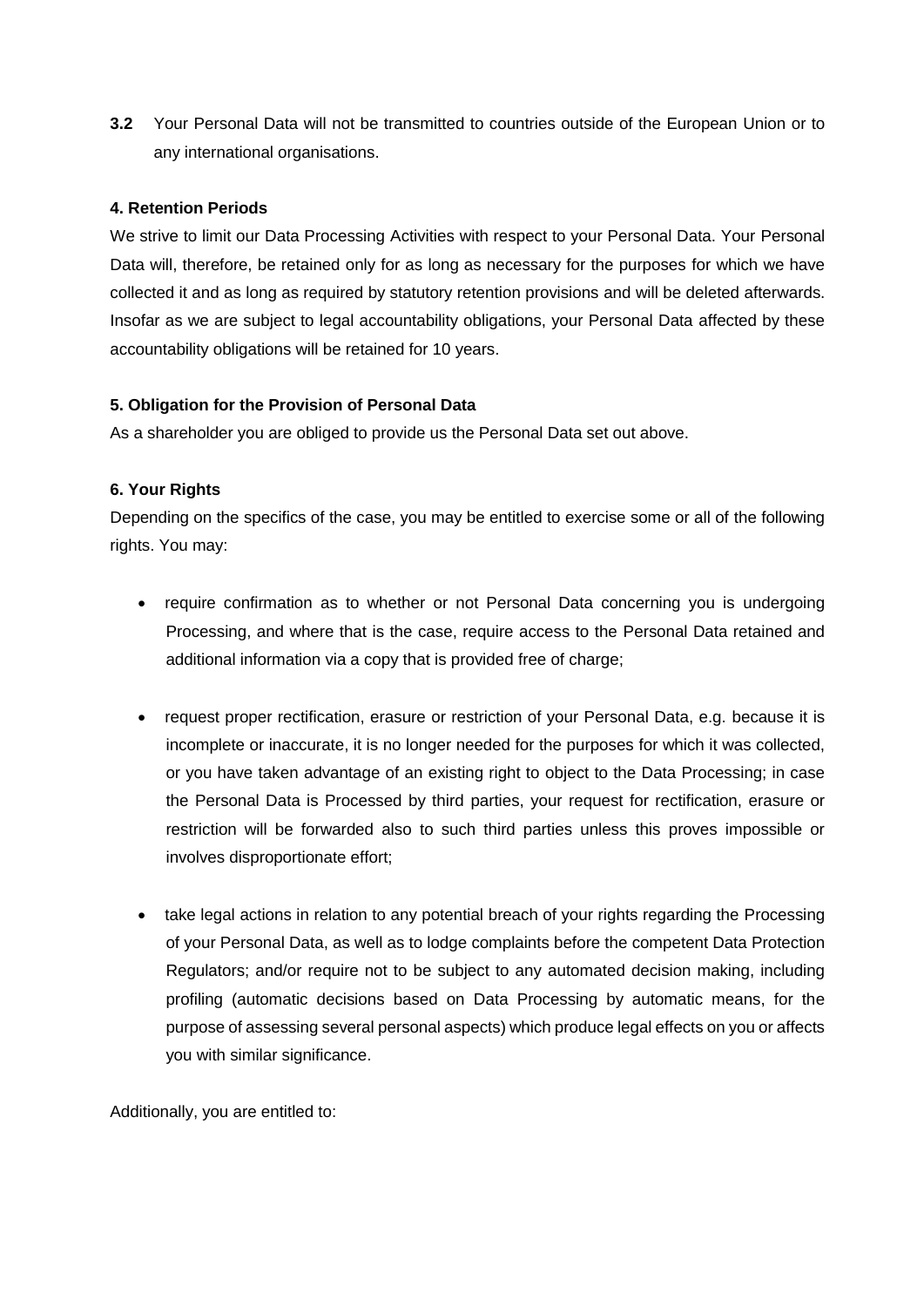**3.2** Your Personal Data will not be transmitted to countries outside of the European Union or to any international organisations.

#### 4. Retention Periods

We strive to limit our Data Processing Activities with respect to your Personal Data. Your Personal Data will, therefore, be retained only for as long as necessary for the purposes for which we have collected it and as long as required by statutory retention provisions and will be deleted afterwards. Insofar as we are subject to legal accountability obligations, your Personal Data affected by these accountability obligations will be retained for 10 years.

#### 5. Obligation for the Provision of Personal Data

As a shareholder you are obliged to provide us the Personal Data set out above.

#### 6. Your Rights

Depending on the specifics of the case, you may be entitled to exercise some or all of the following rights. You may:

- require confirmation as to whether or not Personal Data concerning you is undergoing Processing, and where that is the case, require access to the Personal Data retained and additional information via a copy that is provided free of charge;

- request proper rectification, erasure or restriction of your Personal Data, e.g. because it is incomplete or inaccurate, it is no longer needed for the purposes for which it was collected, or you have taken advantage of an existing right to object to the Data Processing; in case the Personal Data is Processed by third parties, your request for rectification, erasure or restriction will be forwarded also to such third parties unless this proves impossible or involves disproportionate effort;

- take legal actions in relation to any potential breach of your rights regarding the Processing of your Personal Data, as well as to lodge complaints before the competent Data Protection Regulators; and/or require not to be subject to any automated decision making, including profiling (automatic decisions based on Data Processing by automatic means, for the purpose of assessing several personal aspects) which produce legal effects on you or affects you with similar significance.

Additionally, you are entitled to: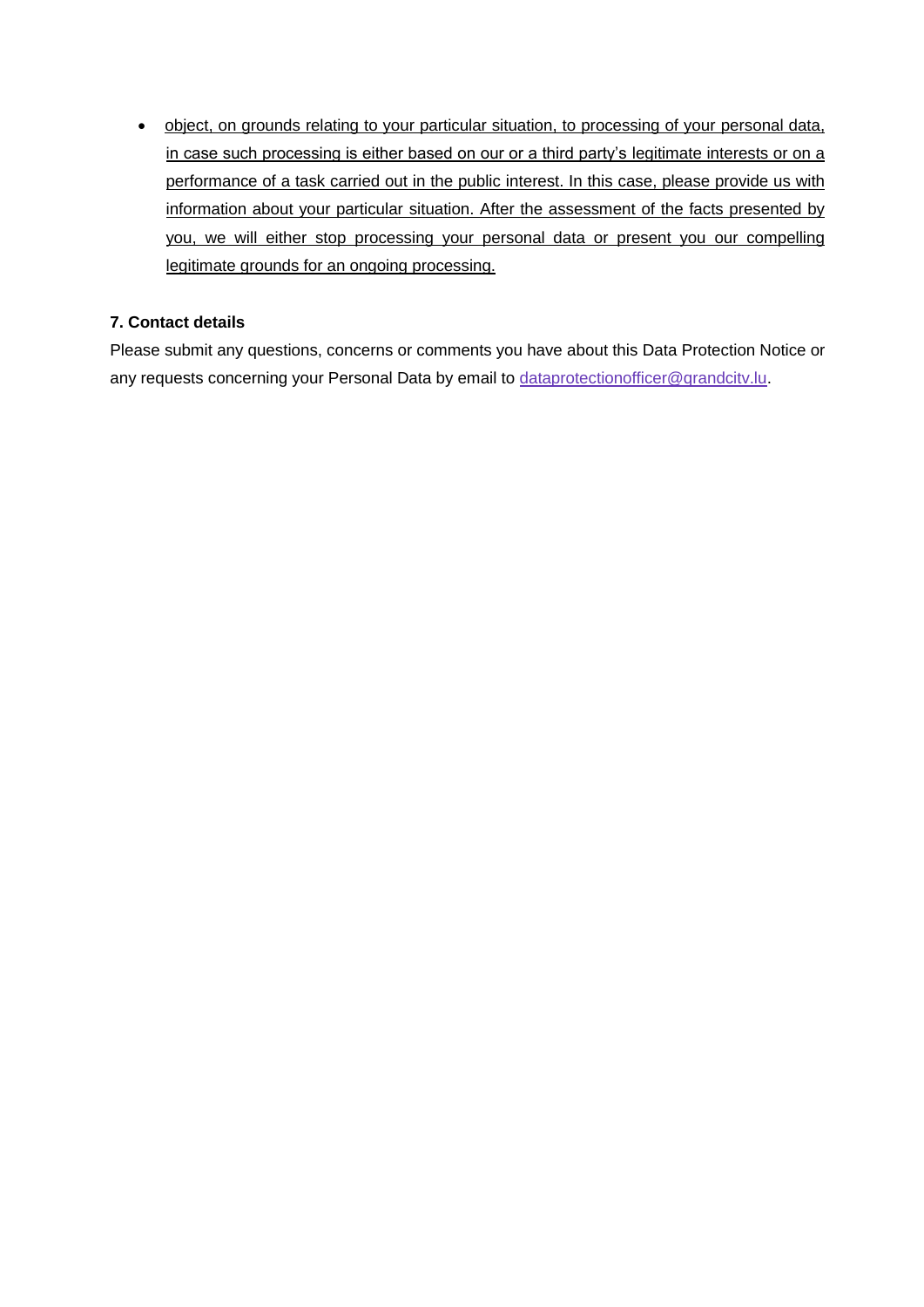- object, on grounds relating to your particular situation, to processing of your personal data, in case such processing is either based on our or a third party's legitimate interests or on a performance of a task carried out in the public interest. In this case, please provide us with information about your particular situation. After the assessment of the facts presented by you, we will either stop processing your personal data or present you our compelling legitimate grounds for an ongoing processing.

**7. Contact details**

Please submit any questions, concerns or comments you have about this Data Protection Notice or any requests concerning your Personal Data by email to dataprotectionofficer@grandcity.lu.